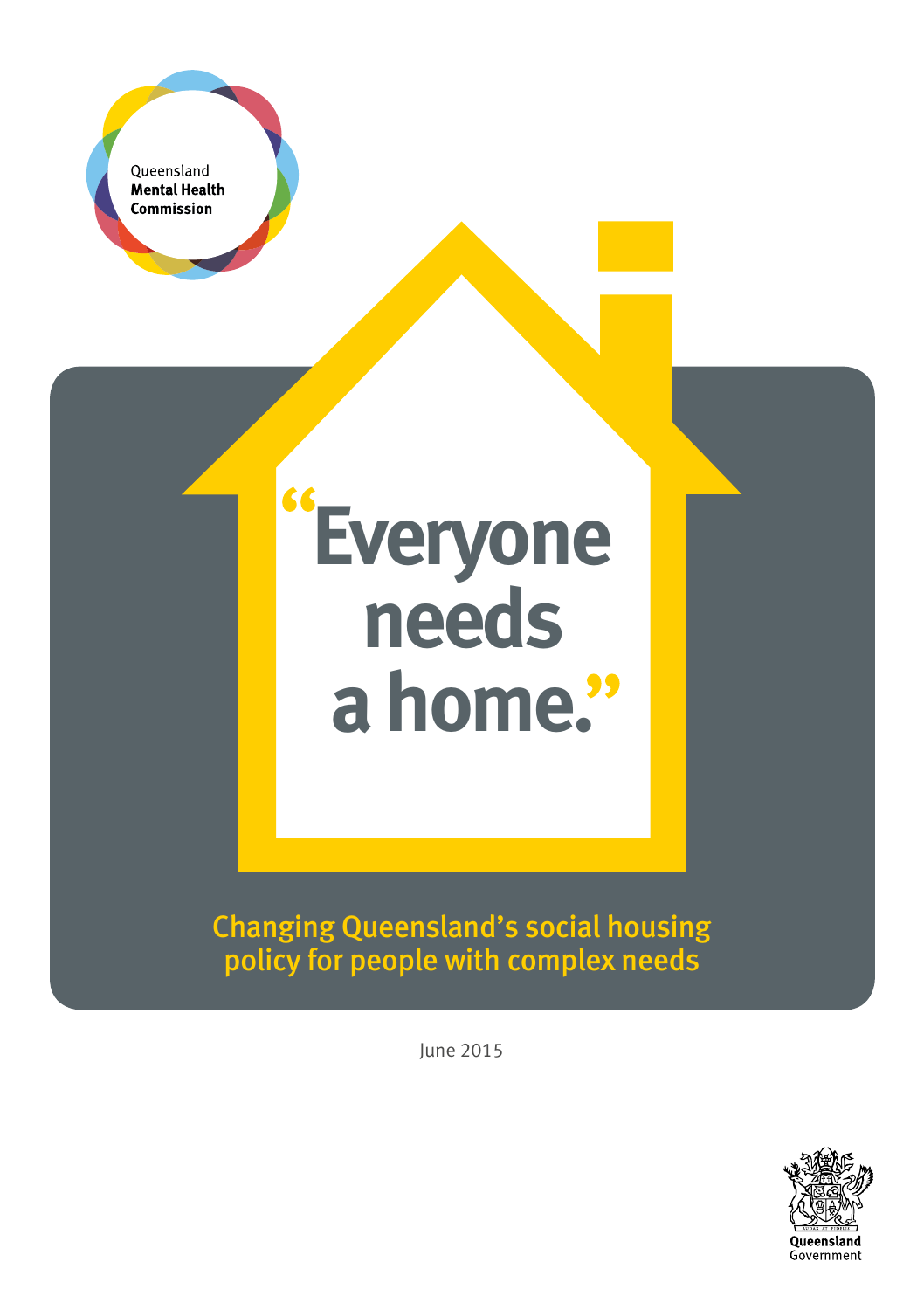Queensland
**Mental Health Commission**

# "Everyone needs a home."

## Changing Queensland's social housing policy for people with complex needs

June 2015

Queensland Government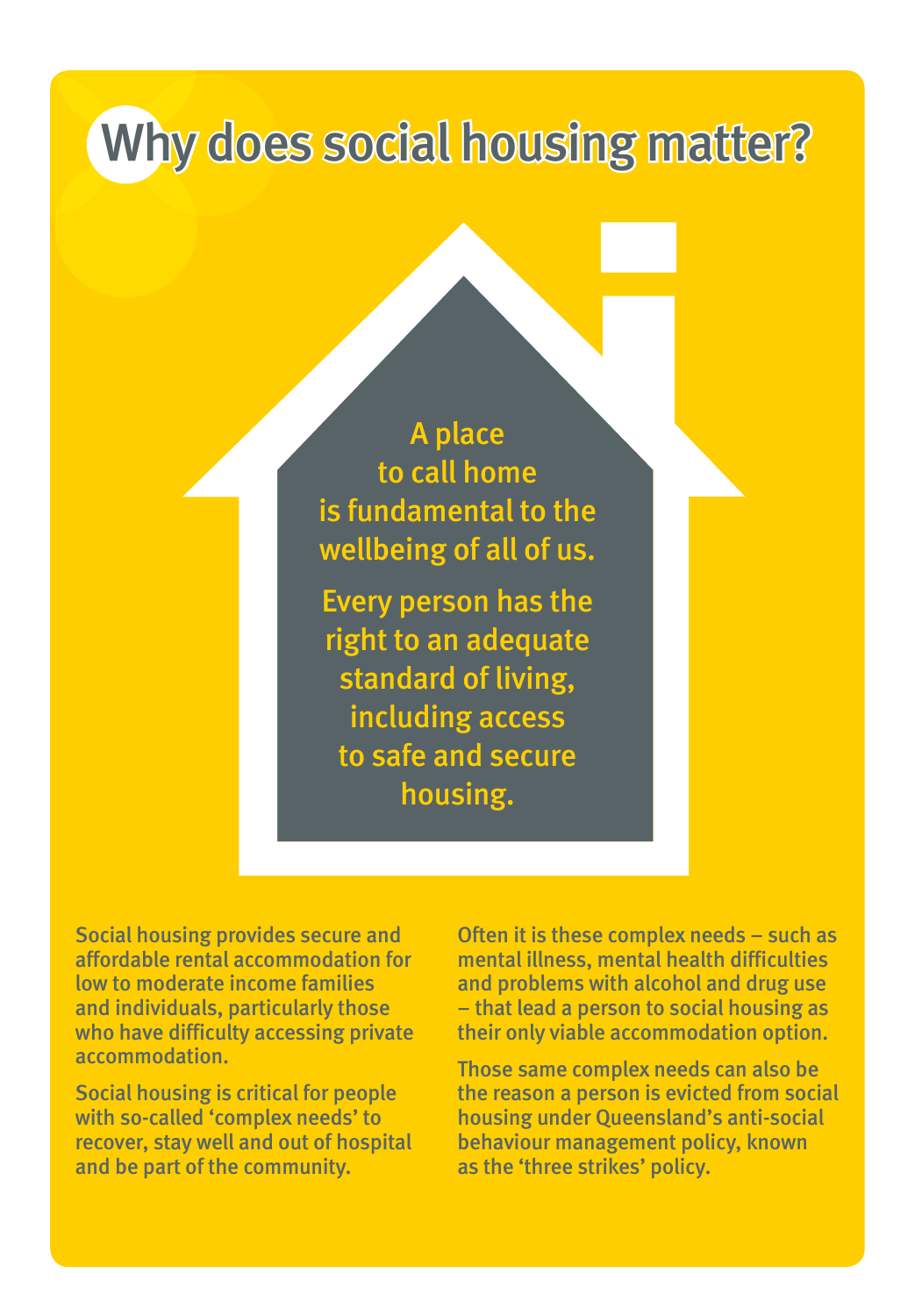# Why does social housing matter?

A place to call home is fundamental to the wellbeing of all of us.

Every person has the right to an adequate standard of living, including access to safe and secure housing.

Social housing provides secure and affordable rental accommodation for low to moderate income families and individuals, particularly those who have difficulty accessing private accommodation.

Social housing is critical for people with so-called 'complex needs' to recover, stay well and out of hospital and be part of the community.

Often it is these complex needs – such as mental illness, mental health difficulties and problems with alcohol and drug use – that lead a person to social housing as their only viable accommodation option.

Those same complex needs can also be the reason a person is evicted from social housing under Queensland's anti-social behaviour management policy, known as the 'three strikes' policy.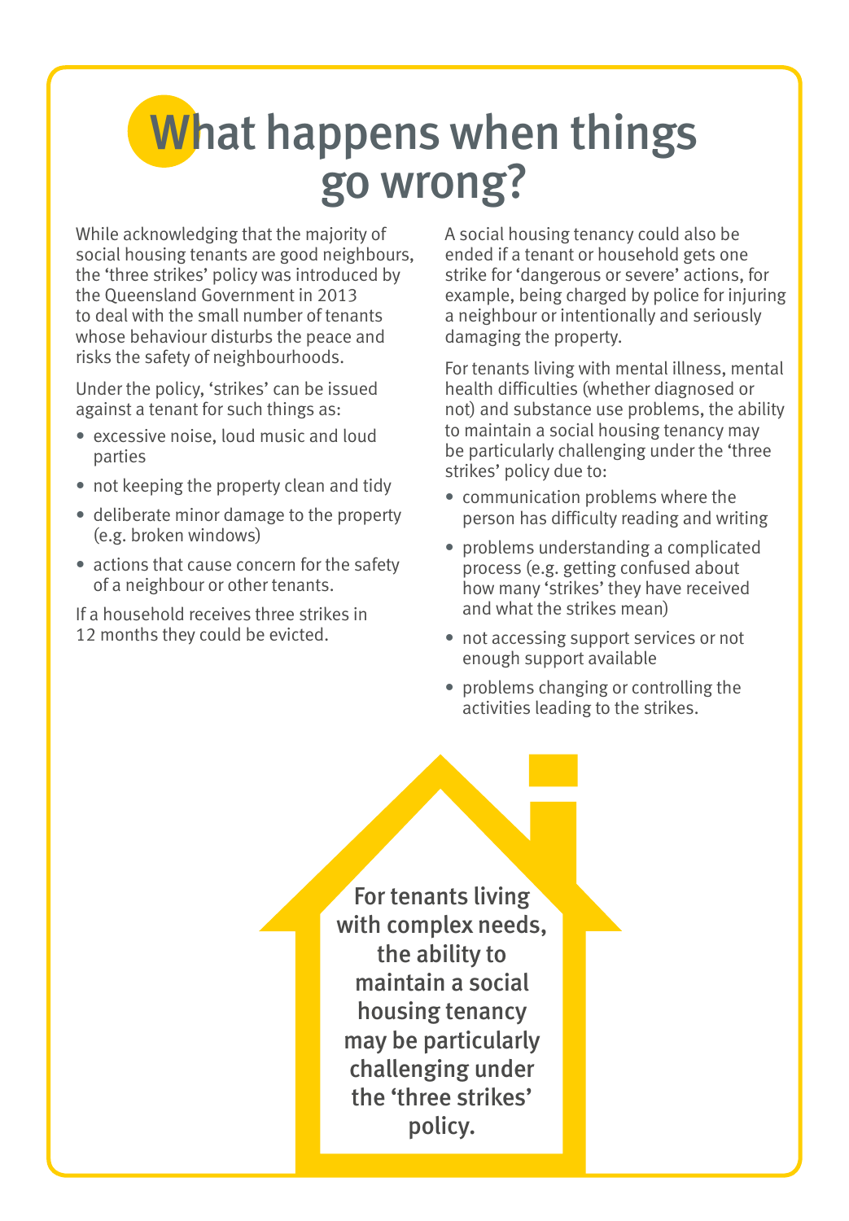# What happens when things go wrong?

While acknowledging that the majority of social housing tenants are good neighbours, the 'three strikes' policy was introduced by the Queensland Government in 2013 to deal with the small number of tenants whose behaviour disturbs the peace and risks the safety of neighbourhoods.

Under the policy, 'strikes' can be issued against a tenant for such things as:

- excessive noise, loud music and loud parties
- not keeping the property clean and tidy
- deliberate minor damage to the property (e.g. broken windows)
- actions that cause concern for the safety of a neighbour or other tenants.

If a household receives three strikes in 12 months they could be evicted.

A social housing tenancy could also be ended if a tenant or household gets one strike for 'dangerous or severe' actions, for example, being charged by police for injuring a neighbour or intentionally and seriously damaging the property.

For tenants living with mental illness, mental health difficulties (whether diagnosed or not) and substance use problems, the ability to maintain a social housing tenancy may be particularly challenging under the 'three strikes' policy due to:

- communication problems where the person has difficulty reading and writing
- problems understanding a complicated process (e.g. getting confused about how many 'strikes' they have received and what the strikes mean)
- not accessing support services or not enough support available
- problems changing or controlling the activities leading to the strikes.

**For tenants living with complex needs, the ability to maintain a social housing tenancy may be particularly challenging under the 'three strikes' policy.**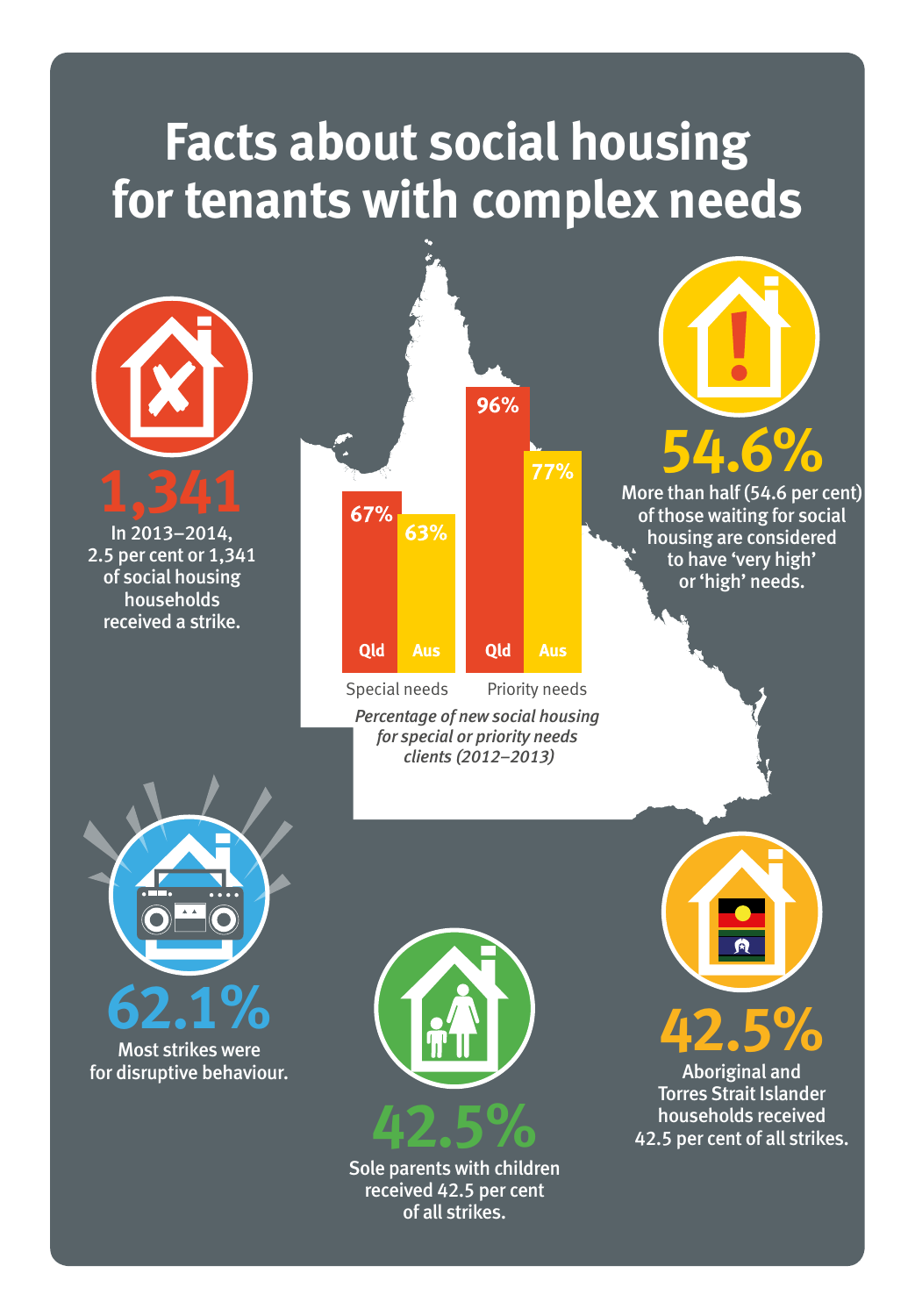# Facts about social housing for tenants with complex needs

**1,341**

In 2013–2014, 2.5 per cent or 1,341 of social housing households received a strike.

| | Qld | Aus |
|---|---|---|
| Special needs | 67% | 63% |
| Priority needs | 96% | 77% |

*Percentage of new social housing for special or priority needs clients (2012–2013)*

**54.6%**

More than half (54.6 per cent) of those waiting for social housing are considered to have 'very high' or 'high' needs.

**62.1%**

Most strikes were for disruptive behaviour.

**42.5%**

Sole parents with children received 42.5 per cent of all strikes.

**42.5%**

Aboriginal and Torres Strait Islander households received 42.5 per cent of all strikes.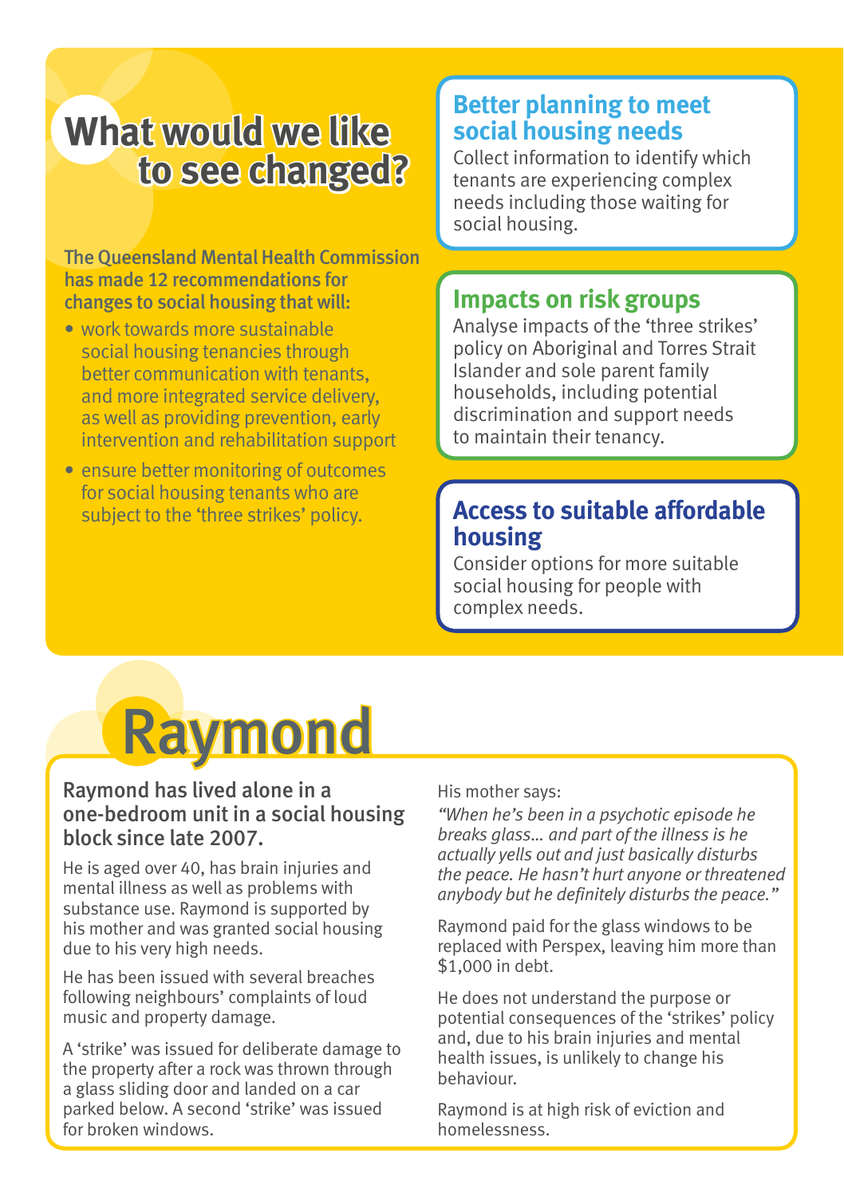# What would we like to see changed?

**The Queensland Mental Health Commission has made 12 recommendations for changes to social housing that will:**

- work towards more sustainable social housing tenancies through better communication with tenants, and more integrated service delivery, as well as providing prevention, early intervention and rehabilitation support
- ensure better monitoring of outcomes for social housing tenants who are subject to the 'three strikes' policy.

### Better planning to meet social housing needs

Collect information to identify which tenants are experiencing complex needs including those waiting for social housing.

### Impacts on risk groups

Analyse impacts of the 'three strikes' policy on Aboriginal and Torres Strait Islander and sole parent family households, including potential discrimination and support needs to maintain their tenancy.

### Access to suitable affordable housing

Consider options for more suitable social housing for people with complex needs.

# Raymond

**Raymond has lived alone in a one-bedroom unit in a social housing block since late 2007.**

He is aged over 40, has brain injuries and mental illness as well as problems with substance use. Raymond is supported by his mother and was granted social housing due to his very high needs.

He has been issued with several breaches following neighbours' complaints of loud music and property damage.

A 'strike' was issued for deliberate damage to the property after a rock was thrown through a glass sliding door and landed on a car parked below. A second 'strike' was issued for broken windows.

His mother says:

*"When he's been in a psychotic episode he breaks glass… and part of the illness is he actually yells out and just basically disturbs the peace. He hasn't hurt anyone or threatened anybody but he definitely disturbs the peace."*

Raymond paid for the glass windows to be replaced with Perspex, leaving him more than $1,000 in debt.

He does not understand the purpose or potential consequences of the 'strikes' policy and, due to his brain injuries and mental health issues, is unlikely to change his behaviour.

Raymond is at high risk of eviction and homelessness.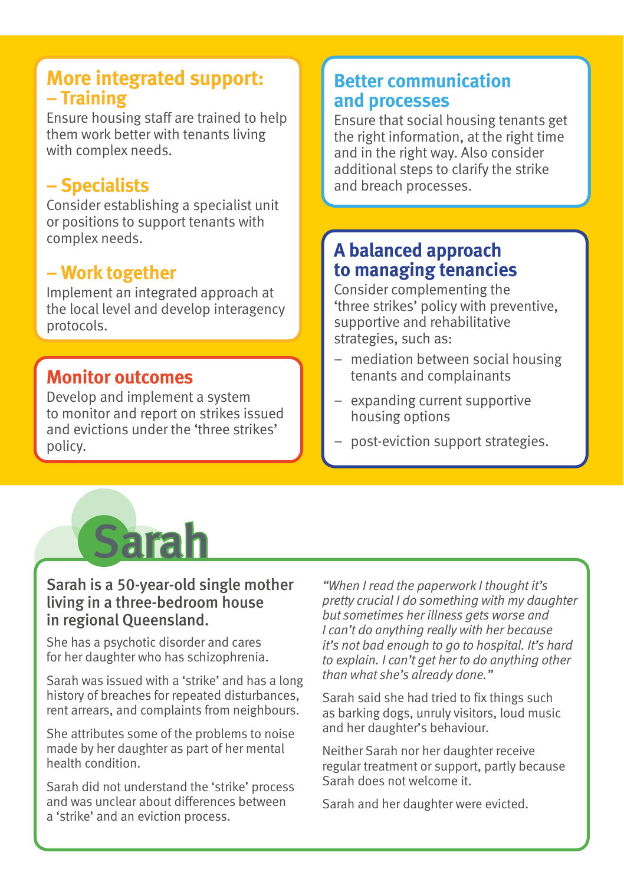## More integrated support:

### – Training

Ensure housing staff are trained to help them work better with tenants living with complex needs.

### – Specialists

Consider establishing a specialist unit or positions to support tenants with complex needs.

### – Work together

Implement an integrated approach at the local level and develop interagency protocols.

## Monitor outcomes

Develop and implement a system to monitor and report on strikes issued and evictions under the 'three strikes' policy.

## Better communication and processes

Ensure that social housing tenants get the right information, at the right time and in the right way. Also consider additional steps to clarify the strike and breach processes.

## A balanced approach to managing tenancies

Consider complementing the 'three strikes' policy with preventive, supportive and rehabilitative strategies, such as:

- mediation between social housing tenants and complainants
- expanding current supportive housing options
- post-eviction support strategies.

# Sarah

**Sarah is a 50-year-old single mother living in a three-bedroom house in regional Queensland.**

She has a psychotic disorder and cares for her daughter who has schizophrenia.

Sarah was issued with a 'strike' and has a long history of breaches for repeated disturbances, rent arrears, and complaints from neighbours.

She attributes some of the problems to noise made by her daughter as part of her mental health condition.

Sarah did not understand the 'strike' process and was unclear about differences between a 'strike' and an eviction process.

*"When I read the paperwork I thought it's pretty crucial I do something with my daughter but sometimes her illness gets worse and I can't do anything really with her because it's not bad enough to go to hospital. It's hard to explain. I can't get her to do anything other than what she's already done."*

Sarah said she had tried to fix things such as barking dogs, unruly visitors, loud music and her daughter's behaviour.

Neither Sarah nor her daughter receive regular treatment or support, partly because Sarah does not welcome it.

Sarah and her daughter were evicted.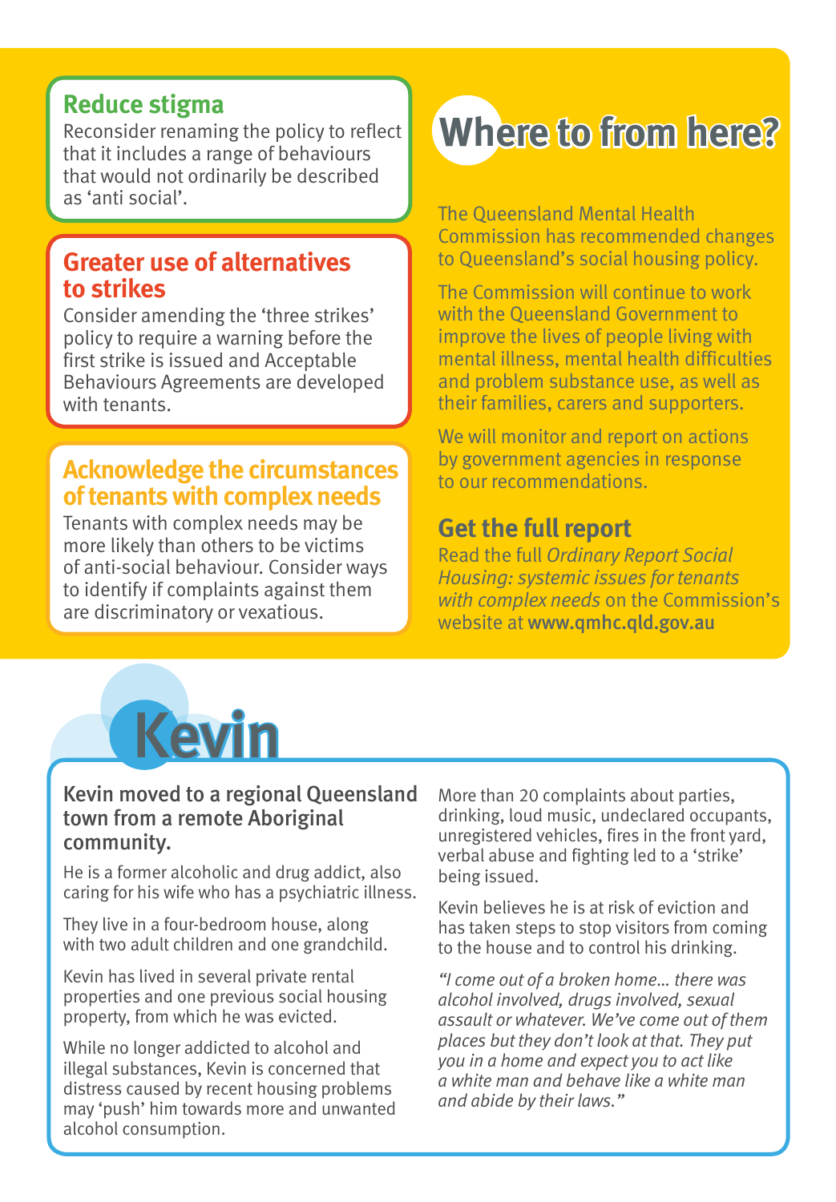### Reduce stigma

Reconsider renaming the policy to reflect that it includes a range of behaviours that would not ordinarily be described as 'anti social'.

### Greater use of alternatives to strikes

Consider amending the 'three strikes' policy to require a warning before the first strike is issued and Acceptable Behaviours Agreements are developed with tenants.

### Acknowledge the circumstances of tenants with complex needs

Tenants with complex needs may be more likely than others to be victims of anti-social behaviour. Consider ways to identify if complaints against them are discriminatory or vexatious.

## Where to from here?

The Queensland Mental Health Commission has recommended changes to Queensland's social housing policy.

The Commission will continue to work with the Queensland Government to improve the lives of people living with mental illness, mental health difficulties and problem substance use, as well as their families, carers and supporters.

We will monitor and report on actions by government agencies in response to our recommendations.

### Get the full report

Read the full *Ordinary Report Social Housing: systemic issues for tenants with complex needs* on the Commission's website at **www.qmhc.qld.gov.au**

## Kevin

**Kevin moved to a regional Queensland town from a remote Aboriginal community.**

He is a former alcoholic and drug addict, also caring for his wife who has a psychiatric illness.

They live in a four-bedroom house, along with two adult children and one grandchild.

Kevin has lived in several private rental properties and one previous social housing property, from which he was evicted.

While no longer addicted to alcohol and illegal substances, Kevin is concerned that distress caused by recent housing problems may 'push' him towards more and unwanted alcohol consumption.

More than 20 complaints about parties, drinking, loud music, undeclared occupants, unregistered vehicles, fires in the front yard, verbal abuse and fighting led to a 'strike' being issued.

Kevin believes he is at risk of eviction and has taken steps to stop visitors from coming to the house and to control his drinking.

*"I come out of a broken home… there was alcohol involved, drugs involved, sexual assault or whatever. We've come out of them places but they don't look at that. They put you in a home and expect you to act like a white man and behave like a white man and abide by their laws."*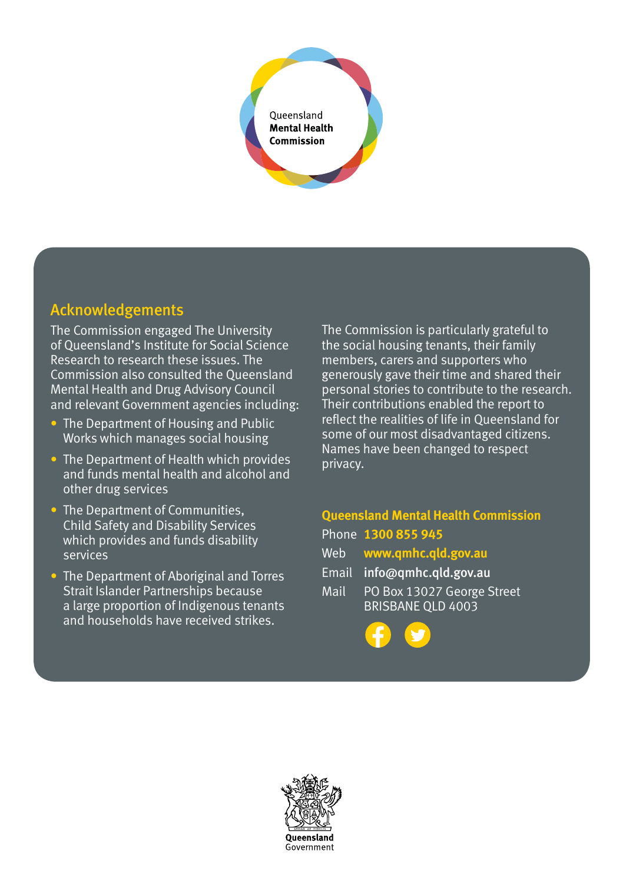Queensland
**Mental Health**
**Commission**

## Acknowledgements

The Commission engaged The University of Queensland's Institute for Social Science Research to research these issues. The Commission also consulted the Queensland Mental Health and Drug Advisory Council and relevant Government agencies including:

- The Department of Housing and Public Works which manages social housing
- The Department of Health which provides and funds mental health and alcohol and other drug services
- The Department of Communities, Child Safety and Disability Services which provides and funds disability services
- The Department of Aboriginal and Torres Strait Islander Partnerships because a large proportion of Indigenous tenants and households have received strikes.

The Commission is particularly grateful to the social housing tenants, their family members, carers and supporters who generously gave their time and shared their personal stories to contribute to the research. Their contributions enabled the report to reflect the realities of life in Queensland for some of our most disadvantaged citizens. Names have been changed to respect privacy.

**Queensland Mental Health Commission**

Phone **1300 855 945**
Web **www.qmhc.qld.gov.au**
Email **info@qmhc.qld.gov.au**
Mail PO Box 13027 George Street
BRISBANE QLD 4003

**Queensland**
Government